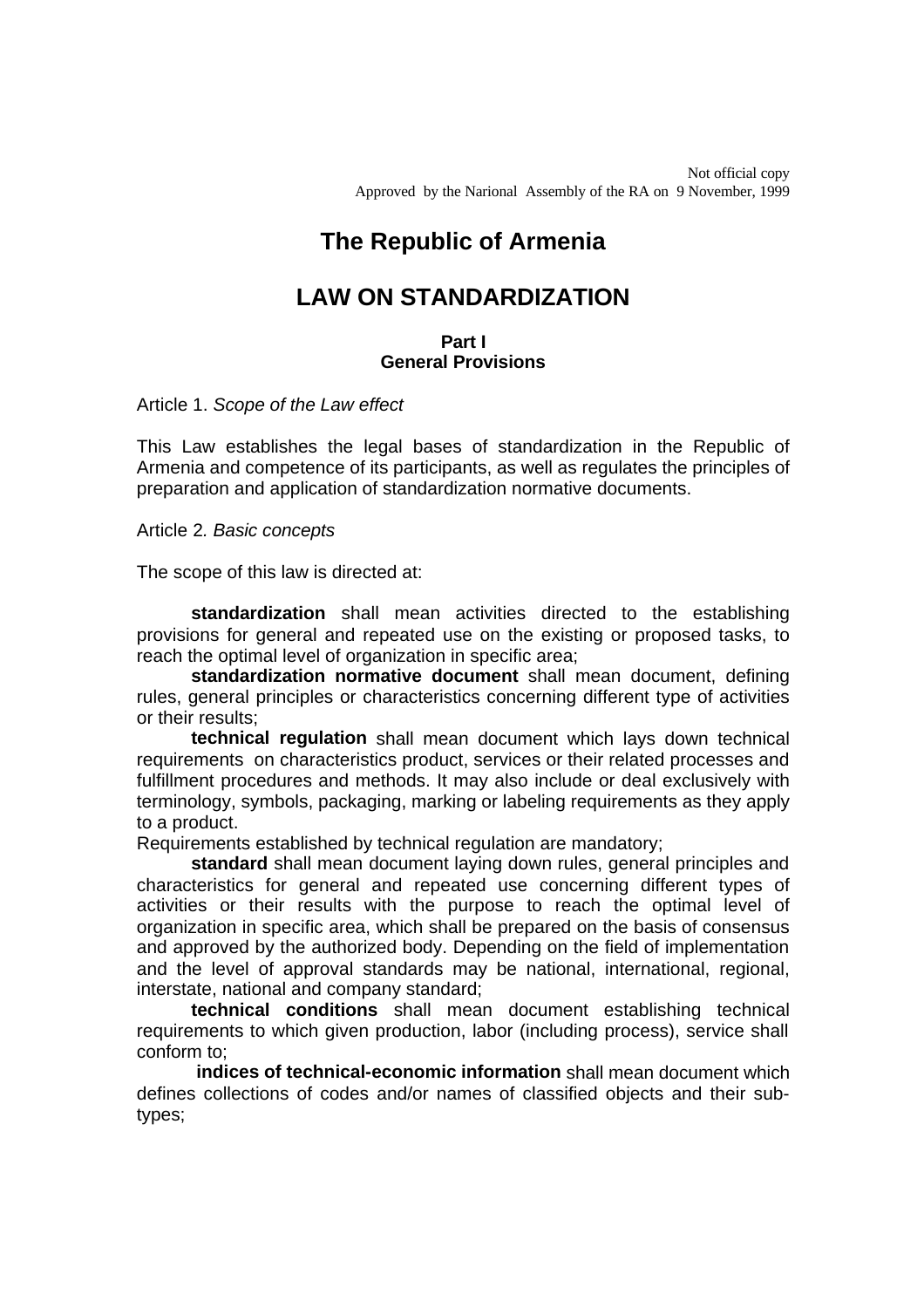Not official copy
Approved by the Narional Assembly of the RA on 9 November, 1999

# The Republic of Armenia

# LAW ON STANDARDIZATION

## Part I
## General Provisions

Article 1. *Scope of the Law effect*

This Law establishes the legal bases of standardization in the Republic of Armenia and competence of its participants, as well as regulates the principles of preparation and application of standardization normative documents.

Article 2. *Basic concepts*

The scope of this law is directed at:

**standardization** shall mean activities directed to the establishing provisions for general and repeated use on the existing or proposed tasks, to reach the optimal level of organization in specific area;

**standardization normative document** shall mean document, defining rules, general principles or characteristics concerning different type of activities or their results;

**technical regulation** shall mean document which lays down technical requirements on characteristics product, services or their related processes and fulfillment procedures and methods. It may also include or deal exclusively with terminology, symbols, packaging, marking or labeling requirements as they apply to a product.

Requirements established by technical regulation are mandatory;

**standard** shall mean document laying down rules, general principles and characteristics for general and repeated use concerning different types of activities or their results with the purpose to reach the optimal level of organization in specific area, which shall be prepared on the basis of consensus and approved by the authorized body. Depending on the field of implementation and the level of approval standards may be national, international, regional, interstate, national and company standard;

**technical conditions** shall mean document establishing technical requirements to which given production, labor (including process), service shall conform to;

**indices of technical-economic information** shall mean document which defines collections of codes and/or names of classified objects and their sub-types;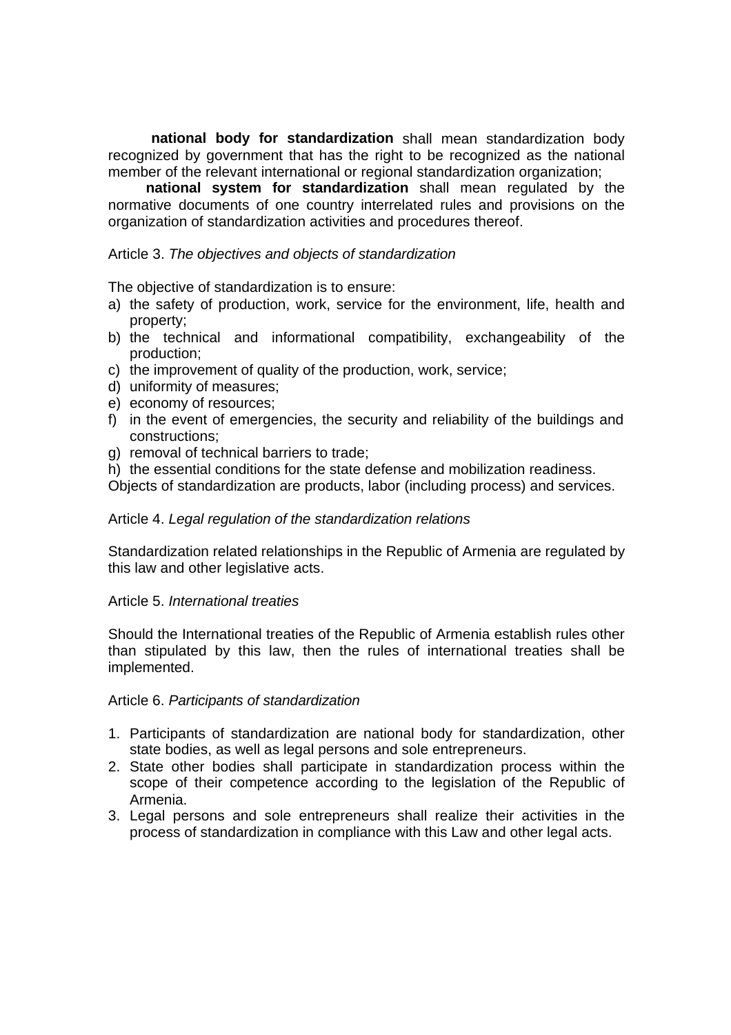**national body for standardization** shall mean standardization body recognized by government that has the right to be recognized as the national member of the relevant international or regional standardization organization;

**national system for standardization** shall mean regulated by the normative documents of one country interrelated rules and provisions on the organization of standardization activities and procedures thereof.

Article 3. *The objectives and objects of standardization*

The objective of standardization is to ensure:

a) the safety of production, work, service for the environment, life, health and property;
b) the technical and informational compatibility, exchangeability of the production;
c) the improvement of quality of the production, work, service;
d) uniformity of measures;
e) economy of resources;
f) in the event of emergencies, the security and reliability of the buildings and constructions;
g) removal of technical barriers to trade;
h) the essential conditions for the state defense and mobilization readiness.

Objects of standardization are products, labor (including process) and services.

Article 4. *Legal regulation of the standardization relations*

Standardization related relationships in the Republic of Armenia are regulated by this law and other legislative acts.

Article 5. *International treaties*

Should the International treaties of the Republic of Armenia establish rules other than stipulated by this law, then the rules of international treaties shall be implemented.

Article 6. *Participants of standardization*

1. Participants of standardization are national body for standardization, other state bodies, as well as legal persons and sole entrepreneurs.
2. State other bodies shall participate in standardization process within the scope of their competence according to the legislation of the Republic of Armenia.
3. Legal persons and sole entrepreneurs shall realize their activities in the process of standardization in compliance with this Law and other legal acts.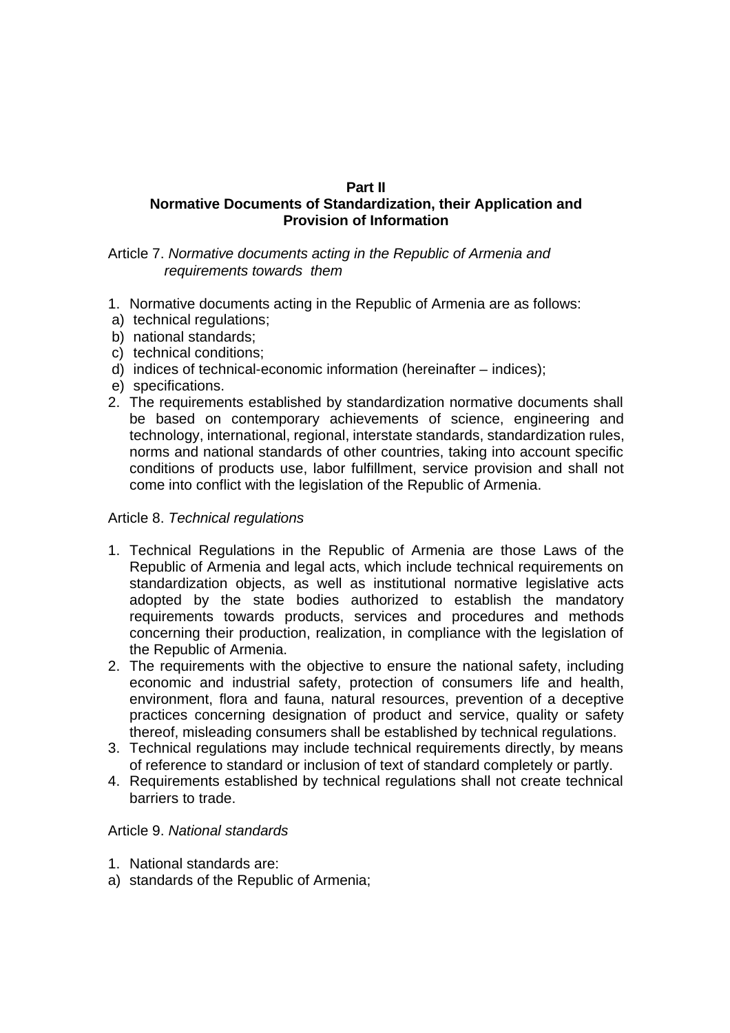**Part II**
**Normative Documents of Standardization, their Application and Provision of Information**

Article 7. *Normative documents acting in the Republic of Armenia and requirements towards them*

1. Normative documents acting in the Republic of Armenia are as follows:
   a) technical regulations;
   b) national standards;
   c) technical conditions;
   d) indices of technical-economic information (hereinafter – indices);
   e) specifications.
2. The requirements established by standardization normative documents shall be based on contemporary achievements of science, engineering and technology, international, regional, interstate standards, standardization rules, norms and national standards of other countries, taking into account specific conditions of products use, labor fulfillment, service provision and shall not come into conflict with the legislation of the Republic of Armenia.

Article 8. *Technical regulations*

1. Technical Regulations in the Republic of Armenia are those Laws of the Republic of Armenia and legal acts, which include technical requirements on standardization objects, as well as institutional normative legislative acts adopted by the state bodies authorized to establish the mandatory requirements towards products, services and procedures and methods concerning their production, realization, in compliance with the legislation of the Republic of Armenia.
2. The requirements with the objective to ensure the national safety, including economic and industrial safety, protection of consumers life and health, environment, flora and fauna, natural resources, prevention of a deceptive practices concerning designation of product and service, quality or safety thereof, misleading consumers shall be established by technical regulations.
3. Technical regulations may include technical requirements directly, by means of reference to standard or inclusion of text of standard completely or partly.
4. Requirements established by technical regulations shall not create technical barriers to trade.

Article 9. *National standards*

1. National standards are:
   a) standards of the Republic of Armenia;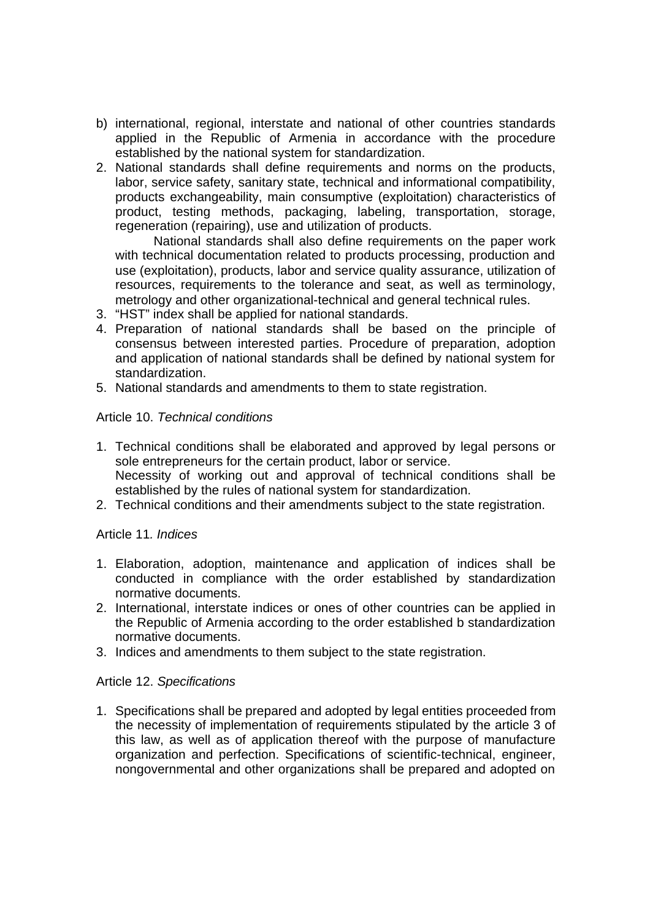b) international, regional, interstate and national of other countries standards applied in the Republic of Armenia in accordance with the procedure established by the national system for standardization.

2. National standards shall define requirements and norms on the products, labor, service safety, sanitary state, technical and informational compatibility, products exchangeability, main consumptive (exploitation) characteristics of product, testing methods, packaging, labeling, transportation, storage, regeneration (repairing), use and utilization of products.

   National standards shall also define requirements on the paper work with technical documentation related to products processing, production and use (exploitation), products, labor and service quality assurance, utilization of resources, requirements to the tolerance and seat, as well as terminology, metrology and other organizational-technical and general technical rules.
3. "HST" index shall be applied for national standards.
4. Preparation of national standards shall be based on the principle of consensus between interested parties. Procedure of preparation, adoption and application of national standards shall be defined by national system for standardization.
5. National standards and amendments to them to state registration.

Article 10. *Technical conditions*

1. Technical conditions shall be elaborated and approved by legal persons or sole entrepreneurs for the certain product, labor or service.
   Necessity of working out and approval of technical conditions shall be established by the rules of national system for standardization.
2. Technical conditions and their amendments subject to the state registration.

Article 11*. Indices*

1. Elaboration, adoption, maintenance and application of indices shall be conducted in compliance with the order established by standardization normative documents.
2. International, interstate indices or ones of other countries can be applied in the Republic of Armenia according to the order established b standardization normative documents.
3. Indices and amendments to them subject to the state registration.

Article 12. *Specifications*

1. Specifications shall be prepared and adopted by legal entities proceeded from the necessity of implementation of requirements stipulated by the article 3 of this law, as well as of application thereof with the purpose of manufacture organization and perfection. Specifications of scientific-technical, engineer, nongovernmental and other organizations shall be prepared and adopted on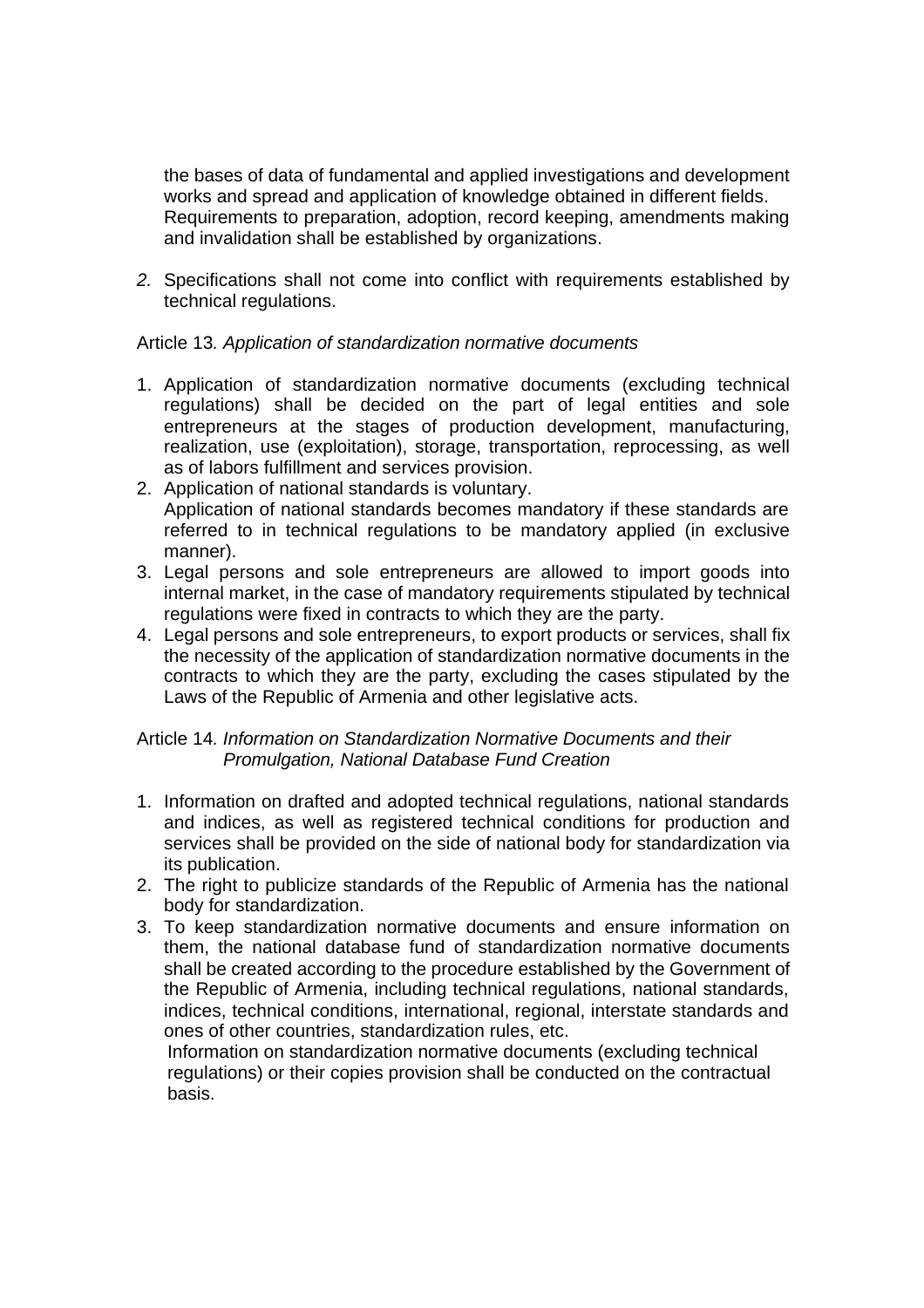the bases of data of fundamental and applied investigations and development works and spread and application of knowledge obtained in different fields. Requirements to preparation, adoption, record keeping, amendments making and invalidation shall be established by organizations.

*2.* Specifications shall not come into conflict with requirements established by technical regulations.

Article 13*. Application of standardization normative documents*

1. Application of standardization normative documents (excluding technical regulations) shall be decided on the part of legal entities and sole entrepreneurs at the stages of production development, manufacturing, realization, use (exploitation), storage, transportation, reprocessing, as well as of labors fulfillment and services provision.
2. Application of national standards is voluntary.
   Application of national standards becomes mandatory if these standards are referred to in technical regulations to be mandatory applied (in exclusive manner).
3. Legal persons and sole entrepreneurs are allowed to import goods into internal market, in the case of mandatory requirements stipulated by technical regulations were fixed in contracts to which they are the party.
4. Legal persons and sole entrepreneurs, to export products or services, shall fix the necessity of the application of standardization normative documents in the contracts to which they are the party, excluding the cases stipulated by the Laws of the Republic of Armenia and other legislative acts.

Article 14*. Information on Standardization Normative Documents and their Promulgation, National Database Fund Creation*

1. Information on drafted and adopted technical regulations, national standards and indices, as well as registered technical conditions for production and services shall be provided on the side of national body for standardization via its publication.
2. The right to publicize standards of the Republic of Armenia has the national body for standardization.
3. To keep standardization normative documents and ensure information on them, the national database fund of standardization normative documents shall be created according to the procedure established by the Government of the Republic of Armenia, including technical regulations, national standards, indices, technical conditions, international, regional, interstate standards and ones of other countries, standardization rules, etc.
   Information on standardization normative documents (excluding technical regulations) or their copies provision shall be conducted on the contractual basis.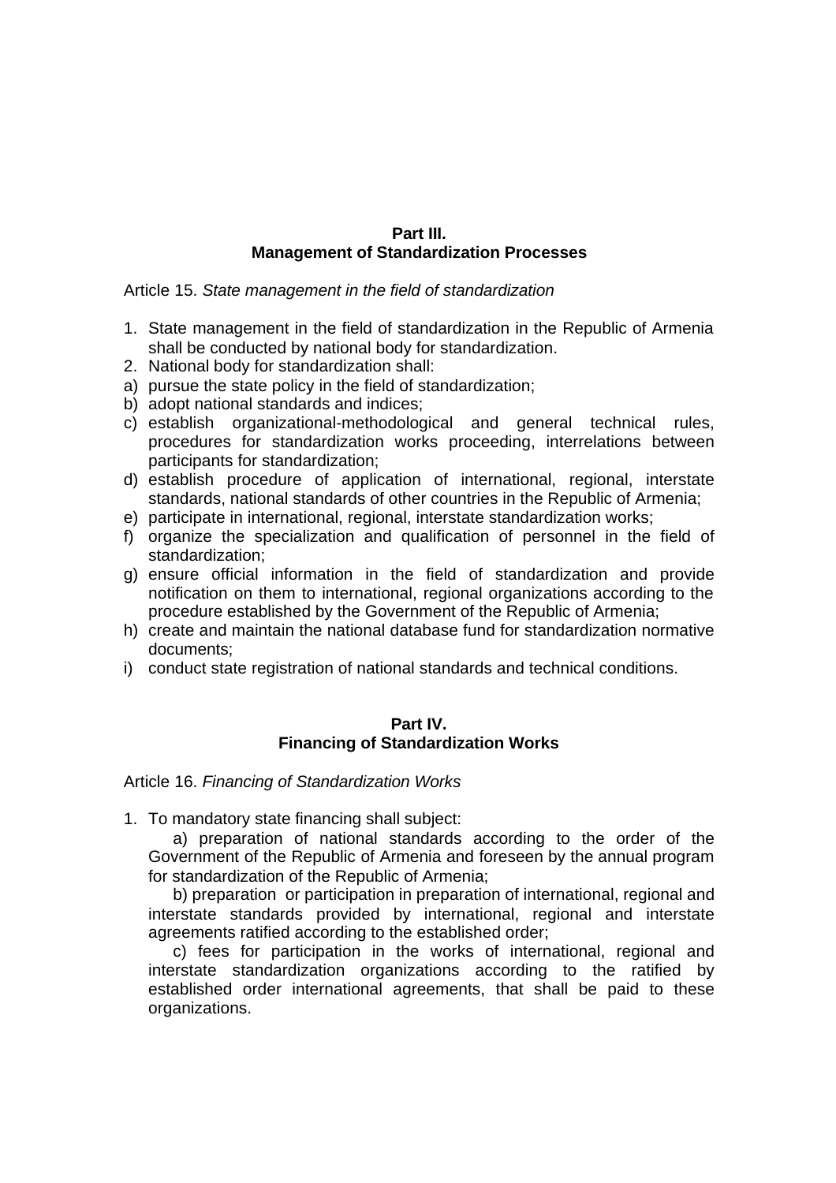## Part III.
## Management of Standardization Processes

Article 15. *State management in the field of standardization*

1. State management in the field of standardization in the Republic of Armenia shall be conducted by national body for standardization.
2. National body for standardization shall:

a) pursue the state policy in the field of standardization;
b) adopt national standards and indices;
c) establish organizational-methodological and general technical rules, procedures for standardization works proceeding, interrelations between participants for standardization;
d) establish procedure of application of international, regional, interstate standards, national standards of other countries in the Republic of Armenia;
e) participate in international, regional, interstate standardization works;
f) organize the specialization and qualification of personnel in the field of standardization;
g) ensure official information in the field of standardization and provide notification on them to international, regional organizations according to the procedure established by the Government of the Republic of Armenia;
h) create and maintain the national database fund for standardization normative documents;
i) conduct state registration of national standards and technical conditions.

## Part IV.
## Financing of Standardization Works

Article 16. *Financing of Standardization Works*

1. To mandatory state financing shall subject:

a) preparation of national standards according to the order of the Government of the Republic of Armenia and foreseen by the annual program for standardization of the Republic of Armenia;

b) preparation or participation in preparation of international, regional and interstate standards provided by international, regional and interstate agreements ratified according to the established order;

c) fees for participation in the works of international, regional and interstate standardization organizations according to the ratified by established order international agreements, that shall be paid to these organizations.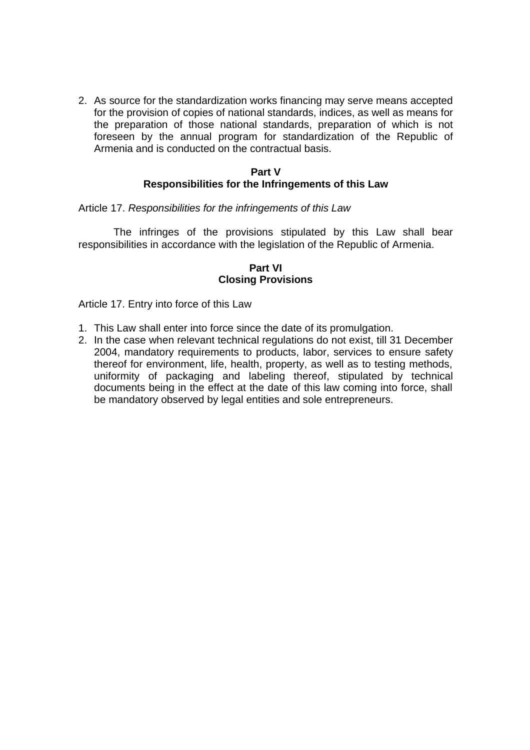2. As source for the standardization works financing may serve means accepted for the provision of copies of national standards, indices, as well as means for the preparation of those national standards, preparation of which is not foreseen by the annual program for standardization of the Republic of Armenia and is conducted on the contractual basis.

## Part V
## Responsibilities for the Infringements of this Law

Article 17. *Responsibilities for the infringements of this Law*

The infringes of the provisions stipulated by this Law shall bear responsibilities in accordance with the legislation of the Republic of Armenia.

## Part VI
## Closing Provisions

Article 17. Entry into force of this Law

1. This Law shall enter into force since the date of its promulgation.
2. In the case when relevant technical regulations do not exist, till 31 December 2004, mandatory requirements to products, labor, services to ensure safety thereof for environment, life, health, property, as well as to testing methods, uniformity of packaging and labeling thereof, stipulated by technical documents being in the effect at the date of this law coming into force, shall be mandatory observed by legal entities and sole entrepreneurs.